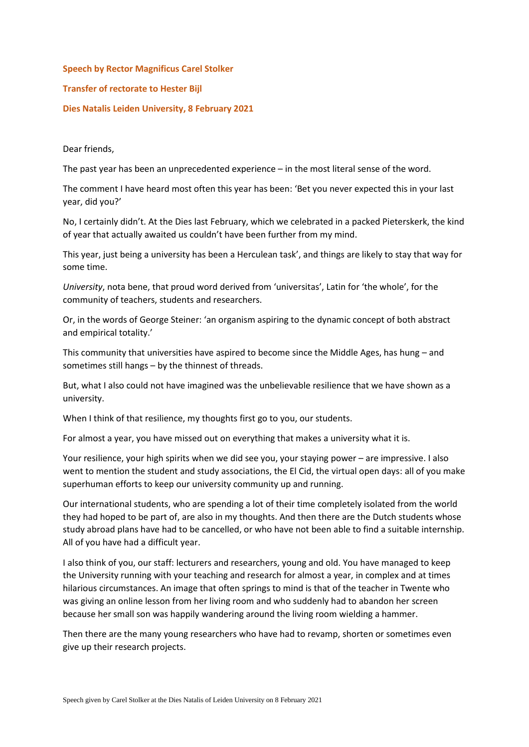**Speech by Rector Magnificus Carel Stolker**

**Transfer of rectorate to Hester Bijl**

**Dies Natalis Leiden University, 8 February 2021**

Dear friends,

The past year has been an unprecedented experience – in the most literal sense of the word.

The comment I have heard most often this year has been: 'Bet you never expected this in your last year, did you?'

No, I certainly didn't. At the Dies last February, which we celebrated in a packed Pieterskerk, the kind of year that actually awaited us couldn't have been further from my mind.

This year, just being a university has been a Herculean task', and things are likely to stay that way for some time.

*University*, nota bene, that proud word derived from 'universitas', Latin for 'the whole', for the community of teachers, students and researchers.

Or, in the words of George Steiner: 'an organism aspiring to the dynamic concept of both abstract and empirical totality.'

This community that universities have aspired to become since the Middle Ages, has hung – and sometimes still hangs – by the thinnest of threads.

But, what I also could not have imagined was the unbelievable resilience that we have shown as a university.

When I think of that resilience, my thoughts first go to you, our students.

For almost a year, you have missed out on everything that makes a university what it is.

Your resilience, your high spirits when we did see you, your staying power – are impressive. I also went to mention the student and study associations, the El Cid, the virtual open days: all of you make superhuman efforts to keep our university community up and running.

Our international students, who are spending a lot of their time completely isolated from the world they had hoped to be part of, are also in my thoughts. And then there are the Dutch students whose study abroad plans have had to be cancelled, or who have not been able to find a suitable internship. All of you have had a difficult year.

I also think of you, our staff: lecturers and researchers, young and old. You have managed to keep the University running with your teaching and research for almost a year, in complex and at times hilarious circumstances. An image that often springs to mind is that of the teacher in Twente who was giving an online lesson from her living room and who suddenly had to abandon her screen because her small son was happily wandering around the living room wielding a hammer.

Then there are the many young researchers who have had to revamp, shorten or sometimes even give up their research projects.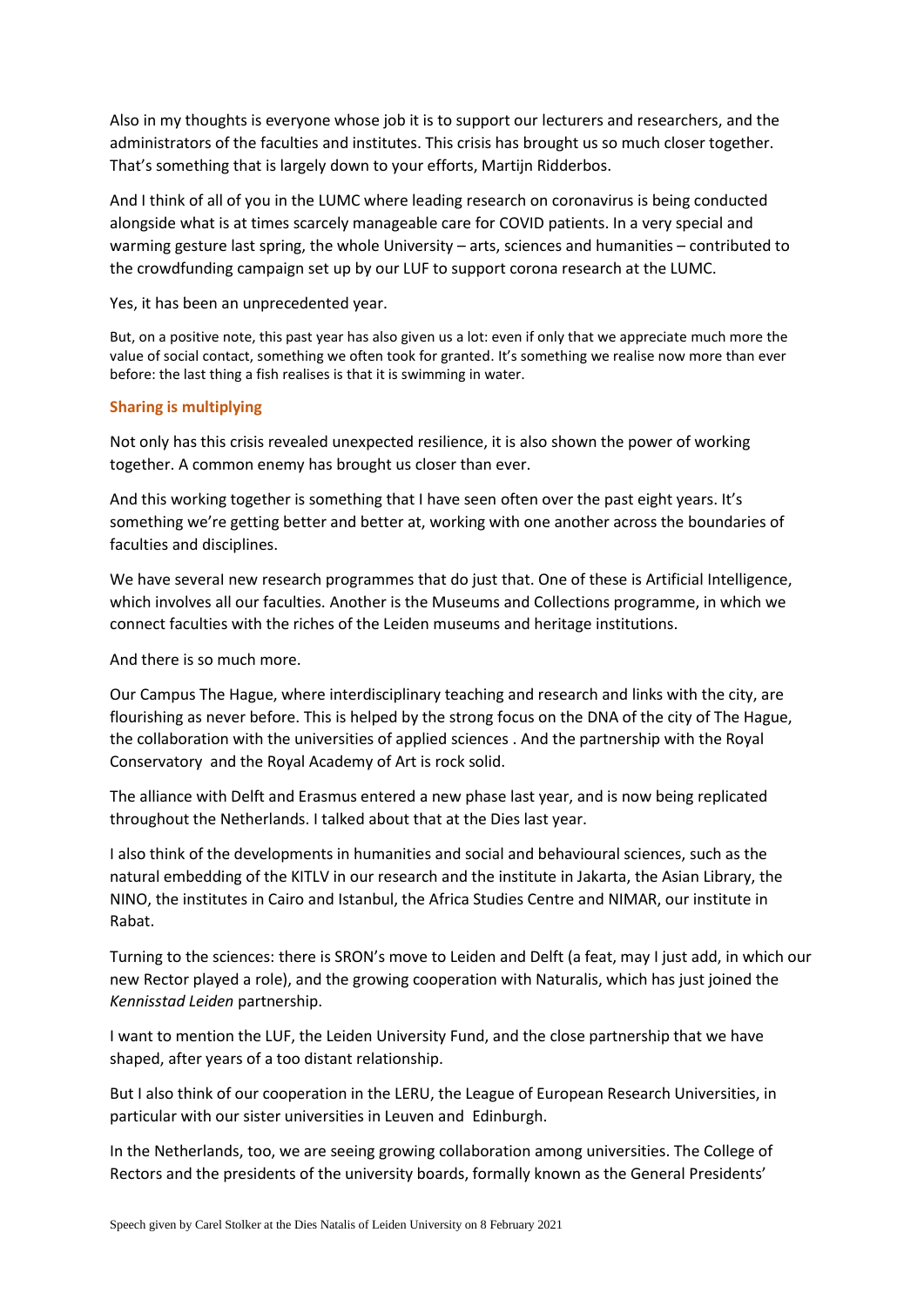Also in my thoughts is everyone whose job it is to support our lecturers and researchers, and the administrators of the faculties and institutes. This crisis has brought us so much closer together. That's something that is largely down to your efforts, Martijn Ridderbos.

And I think of all of you in the LUMC where leading research on coronavirus is being conducted alongside what is at times scarcely manageable care for COVID patients. In a very special and warming gesture last spring, the whole University – arts, sciences and humanities – contributed to the crowdfunding campaign set up by our LUF to support corona research at the LUMC.

Yes, it has been an unprecedented year.

But, on a positive note, this past year has also given us a lot: even if only that we appreciate much more the value of social contact, something we often took for granted. It's something we realise now more than ever before: the last thing a fish realises is that it is swimming in water.

**Sharing is multiplying**

Not only has this crisis revealed unexpected resilience, it is also shown the power of working together. A common enemy has brought us closer than ever.

And this working together is something that I have seen often over the past eight years. It's something we're getting better and better at, working with one another across the boundaries of faculties and disciplines.

We have several new research programmes that do just that. One of these is Artificial Intelligence, which involves all our faculties. Another is the Museums and Collections programme, in which we connect faculties with the riches of the Leiden museums and heritage institutions.

And there is so much more.

Our Campus The Hague, where interdisciplinary teaching and research and links with the city, are flourishing as never before. This is helped by the strong focus on the DNA of the city of The Hague, the collaboration with the universities of applied sciences . And the partnership with the Royal Conservatory  and the Royal Academy of Art is rock solid.

The alliance with Delft and Erasmus entered a new phase last year, and is now being replicated throughout the Netherlands. I talked about that at the Dies last year.

I also think of the developments in humanities and social and behavioural sciences, such as the natural embedding of the KITLV in our research and the institute in Jakarta, the Asian Library, the NINO, the institutes in Cairo and Istanbul, the Africa Studies Centre and NIMAR, our institute in Rabat.

Turning to the sciences: there is SRON's move to Leiden and Delft (a feat, may I just add, in which our new Rector played a role), and the growing cooperation with Naturalis, which has just joined the *Kennisstad Leiden* partnership.

I want to mention the LUF, the Leiden University Fund, and the close partnership that we have shaped, after years of a too distant relationship.

But I also think of our cooperation in the LERU, the League of European Research Universities, in particular with our sister universities in Leuven and  Edinburgh.

In the Netherlands, too, we are seeing growing collaboration among universities. The College of Rectors and the presidents of the university boards, formally known as the General Presidents'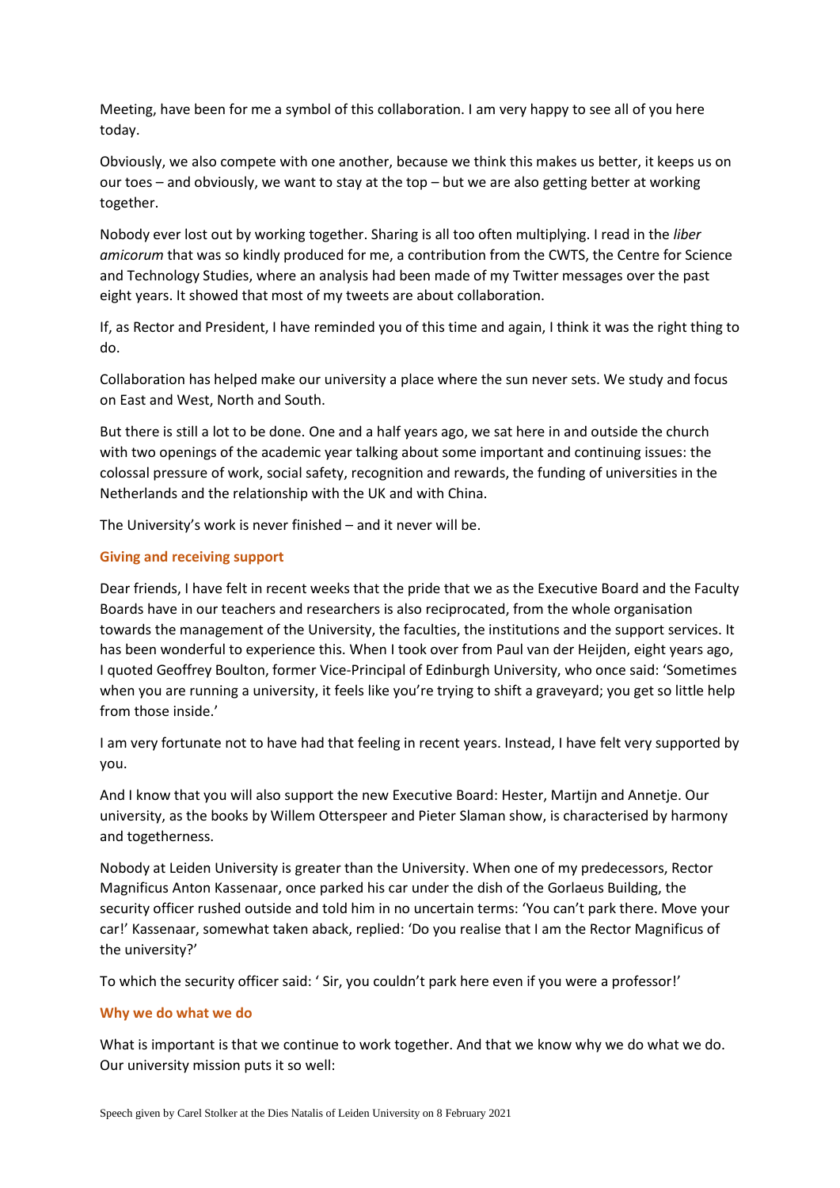Meeting, have been for me a symbol of this collaboration. I am very happy to see all of you here today.

Obviously, we also compete with one another, because we think this makes us better, it keeps us on our toes – and obviously, we want to stay at the top – but we are also getting better at working together.

Nobody ever lost out by working together. Sharing is all too often multiplying. I read in the *liber amicorum* that was so kindly produced for me, a contribution from the CWTS, the Centre for Science and Technology Studies, where an analysis had been made of my Twitter messages over the past eight years. It showed that most of my tweets are about collaboration.

If, as Rector and President, I have reminded you of this time and again, I think it was the right thing to do.

Collaboration has helped make our university a place where the sun never sets. We study and focus on East and West, North and South.

But there is still a lot to be done. One and a half years ago, we sat here in and outside the church with two openings of the academic year talking about some important and continuing issues: the colossal pressure of work, social safety, recognition and rewards, the funding of universities in the Netherlands and the relationship with the UK and with China.

The University's work is never finished – and it never will be.

## Giving and receiving support

Dear friends, I have felt in recent weeks that the pride that we as the Executive Board and the Faculty Boards have in our teachers and researchers is also reciprocated, from the whole organisation towards the management of the University, the faculties, the institutions and the support services. It has been wonderful to experience this. When I took over from Paul van der Heijden, eight years ago, I quoted Geoffrey Boulton, former Vice-Principal of Edinburgh University, who once said: 'Sometimes when you are running a university, it feels like you're trying to shift a graveyard; you get so little help from those inside.'

I am very fortunate not to have had that feeling in recent years. Instead, I have felt very supported by you.

And I know that you will also support the new Executive Board: Hester, Martijn and Annetje. Our university, as the books by Willem Otterspeer and Pieter Slaman show, is characterised by harmony and togetherness.

Nobody at Leiden University is greater than the University. When one of my predecessors, Rector Magnificus Anton Kassenaar, once parked his car under the dish of the Gorlaeus Building, the security officer rushed outside and told him in no uncertain terms: 'You can't park there. Move your car!' Kassenaar, somewhat taken aback, replied: 'Do you realise that I am the Rector Magnificus of the university?'

To which the security officer said: ' Sir, you couldn't park here even if you were a professor!'

## Why we do what we do

What is important is that we continue to work together. And that we know why we do what we do. Our university mission puts it so well: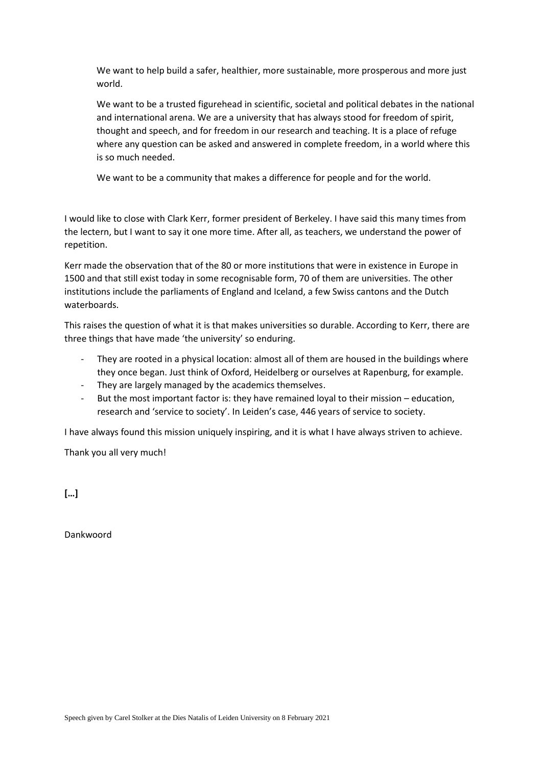We want to help build a safer, healthier, more sustainable, more prosperous and more just world.

We want to be a trusted figurehead in scientific, societal and political debates in the national and international arena. We are a university that has always stood for freedom of spirit, thought and speech, and for freedom in our research and teaching. It is a place of refuge where any question can be asked and answered in complete freedom, in a world where this is so much needed.

We want to be a community that makes a difference for people and for the world.

I would like to close with Clark Kerr, former president of Berkeley. I have said this many times from the lectern, but I want to say it one more time. After all, as teachers, we understand the power of repetition.

Kerr made the observation that of the 80 or more institutions that were in existence in Europe in 1500 and that still exist today in some recognisable form, 70 of them are universities. The other institutions include the parliaments of England and Iceland, a few Swiss cantons and the Dutch waterboards.

This raises the question of what it is that makes universities so durable. According to Kerr, there are three things that have made 'the university' so enduring.

- They are rooted in a physical location: almost all of them are housed in the buildings where they once began. Just think of Oxford, Heidelberg or ourselves at Rapenburg, for example.
- They are largely managed by the academics themselves.
- But the most important factor is: they have remained loyal to their mission – education, research and 'service to society'. In Leiden's case, 446 years of service to society.

I have always found this mission uniquely inspiring, and it is what I have always striven to achieve.

Thank you all very much!

**[…]**

Dankwoord